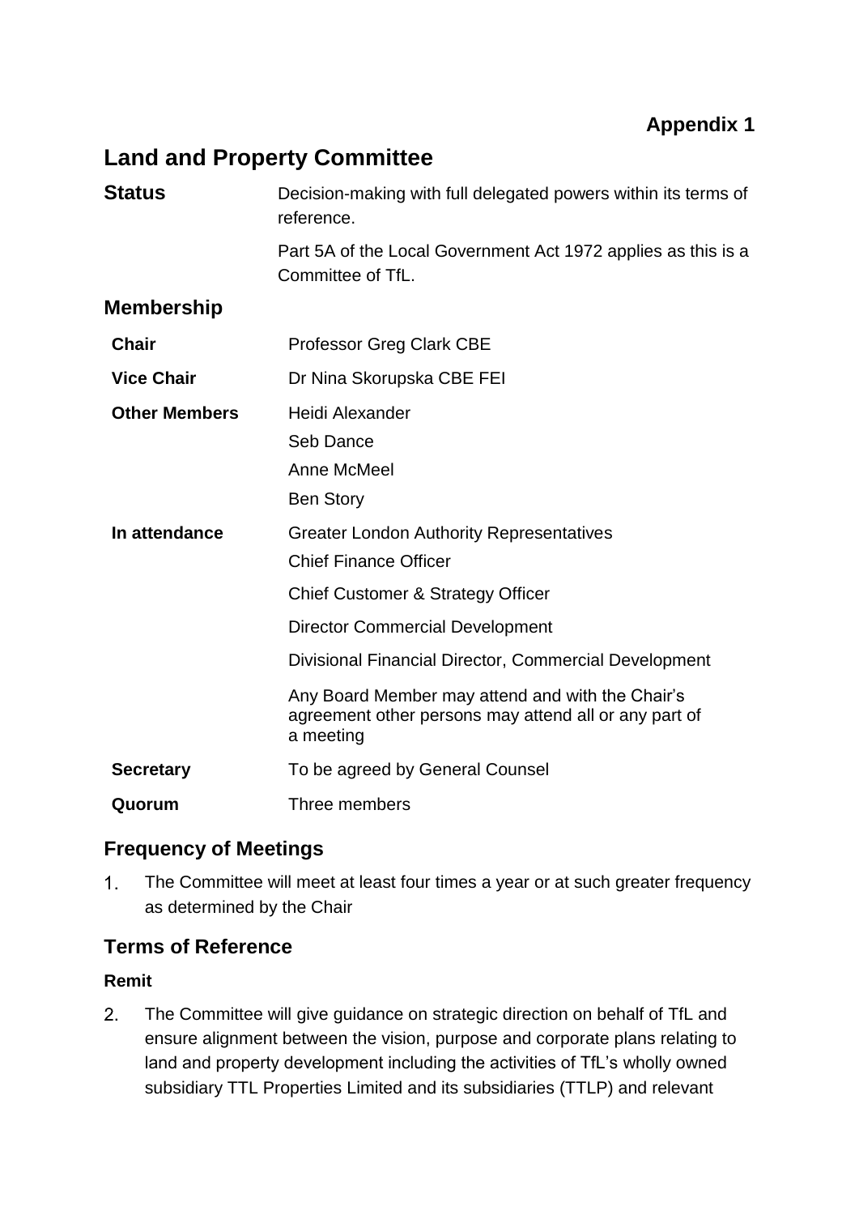**Appendix 1**

# Land and Property Committee

| | |
|---|---|
| **Status** | Decision-making with full delegated powers within its terms of reference.<br><br>Part 5A of the Local Government Act 1972 applies as this is a Committee of TfL. |

## Membership

| | |
|---|---|
| **Chair** | Professor Greg Clark CBE |
| **Vice Chair** | Dr Nina Skorupska CBE FEI |
| **Other Members** | Heidi Alexander<br>Seb Dance<br>Anne McMeel<br>Ben Story |
| **In attendance** | Greater London Authority Representatives<br>Chief Finance Officer<br>Chief Customer & Strategy Officer<br>Director Commercial Development<br>Divisional Financial Director, Commercial Development<br>Any Board Member may attend and with the Chair's agreement other persons may attend all or any part of a meeting |
| **Secretary** | To be agreed by General Counsel |
| **Quorum** | Three members |

## Frequency of Meetings

1. The Committee will meet at least four times a year or at such greater frequency as determined by the Chair

## Terms of Reference

### Remit

2. The Committee will give guidance on strategic direction on behalf of TfL and ensure alignment between the vision, purpose and corporate plans relating to land and property development including the activities of TfL's wholly owned subsidiary TTL Properties Limited and its subsidiaries (TTLP) and relevant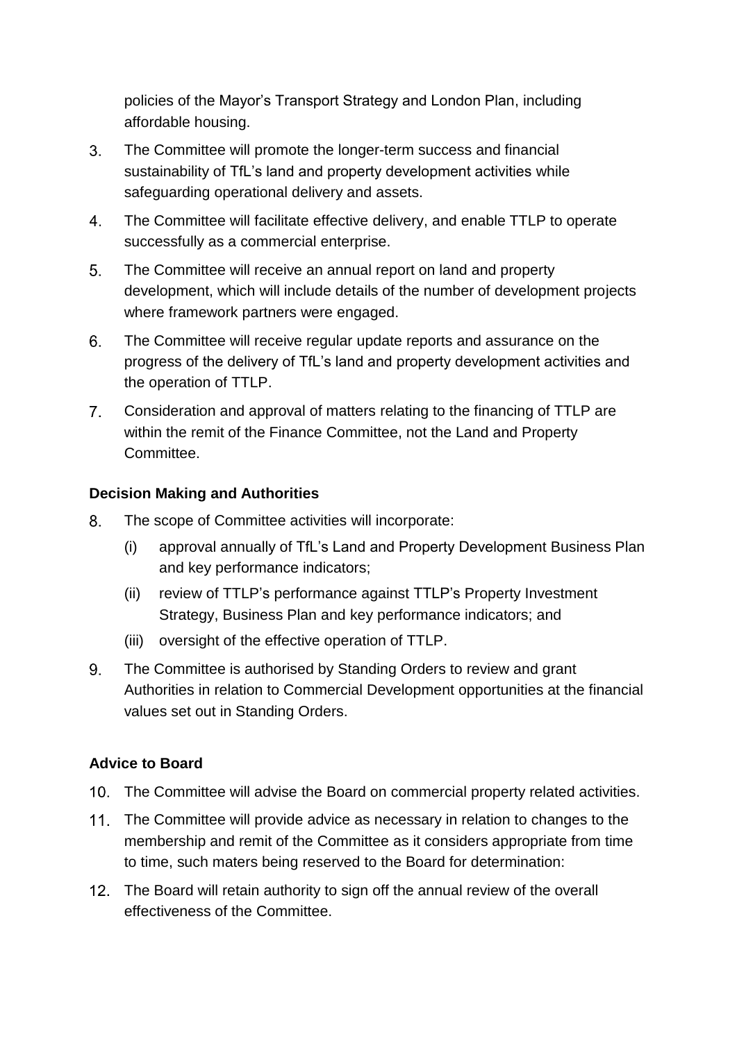policies of the Mayor's Transport Strategy and London Plan, including affordable housing.

3. The Committee will promote the longer-term success and financial sustainability of TfL's land and property development activities while safeguarding operational delivery and assets.

4. The Committee will facilitate effective delivery, and enable TTLP to operate successfully as a commercial enterprise.

5. The Committee will receive an annual report on land and property development, which will include details of the number of development projects where framework partners were engaged.

6. The Committee will receive regular update reports and assurance on the progress of the delivery of TfL's land and property development activities and the operation of TTLP.

7. Consideration and approval of matters relating to the financing of TTLP are within the remit of the Finance Committee, not the Land and Property Committee.

**Decision Making and Authorities**

8. The scope of Committee activities will incorporate:

   (i) approval annually of TfL's Land and Property Development Business Plan and key performance indicators;

   (ii) review of TTLP's performance against TTLP's Property Investment Strategy, Business Plan and key performance indicators; and

   (iii) oversight of the effective operation of TTLP.

9. The Committee is authorised by Standing Orders to review and grant Authorities in relation to Commercial Development opportunities at the financial values set out in Standing Orders.

**Advice to Board**

10. The Committee will advise the Board on commercial property related activities.

11. The Committee will provide advice as necessary in relation to changes to the membership and remit of the Committee as it considers appropriate from time to time, such maters being reserved to the Board for determination:

12. The Board will retain authority to sign off the annual review of the overall effectiveness of the Committee.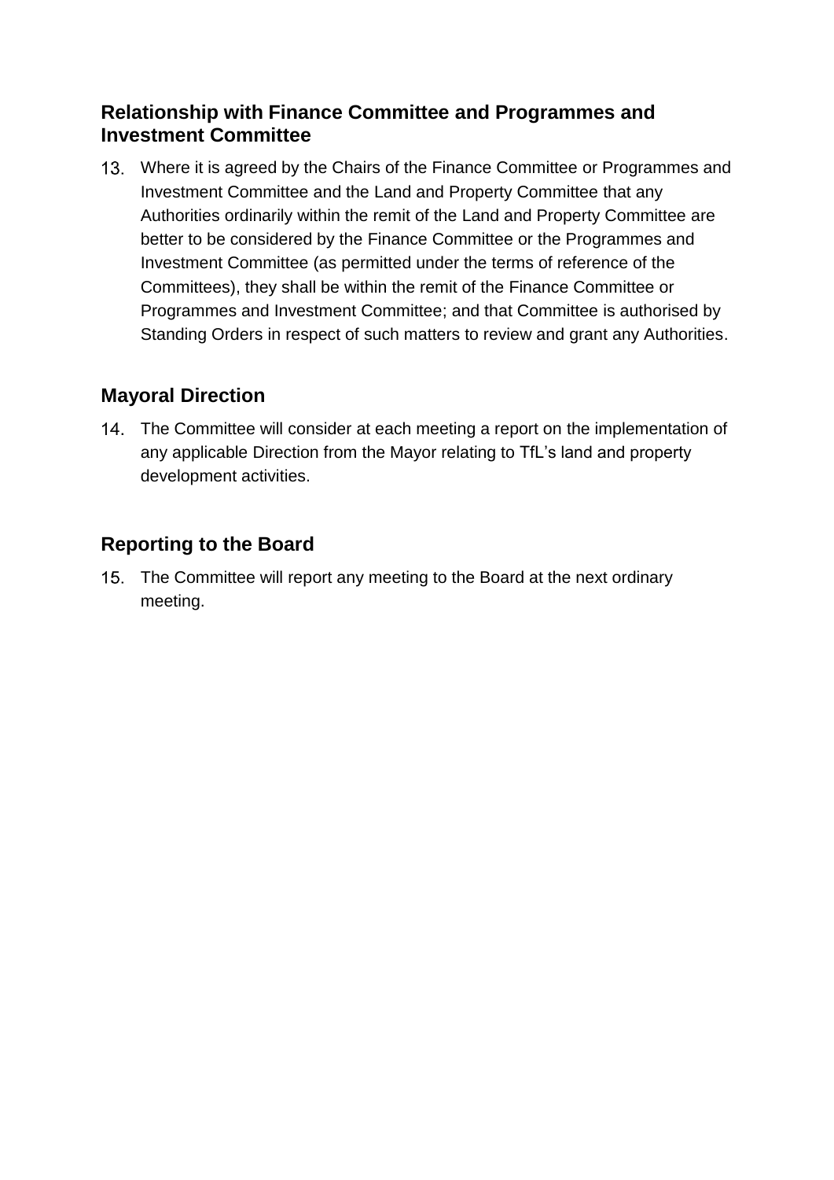## Relationship with Finance Committee and Programmes and Investment Committee

13. Where it is agreed by the Chairs of the Finance Committee or Programmes and Investment Committee and the Land and Property Committee that any Authorities ordinarily within the remit of the Land and Property Committee are better to be considered by the Finance Committee or the Programmes and Investment Committee (as permitted under the terms of reference of the Committees), they shall be within the remit of the Finance Committee or Programmes and Investment Committee; and that Committee is authorised by Standing Orders in respect of such matters to review and grant any Authorities.

## Mayoral Direction

14. The Committee will consider at each meeting a report on the implementation of any applicable Direction from the Mayor relating to TfL's land and property development activities.

## Reporting to the Board

15. The Committee will report any meeting to the Board at the next ordinary meeting.